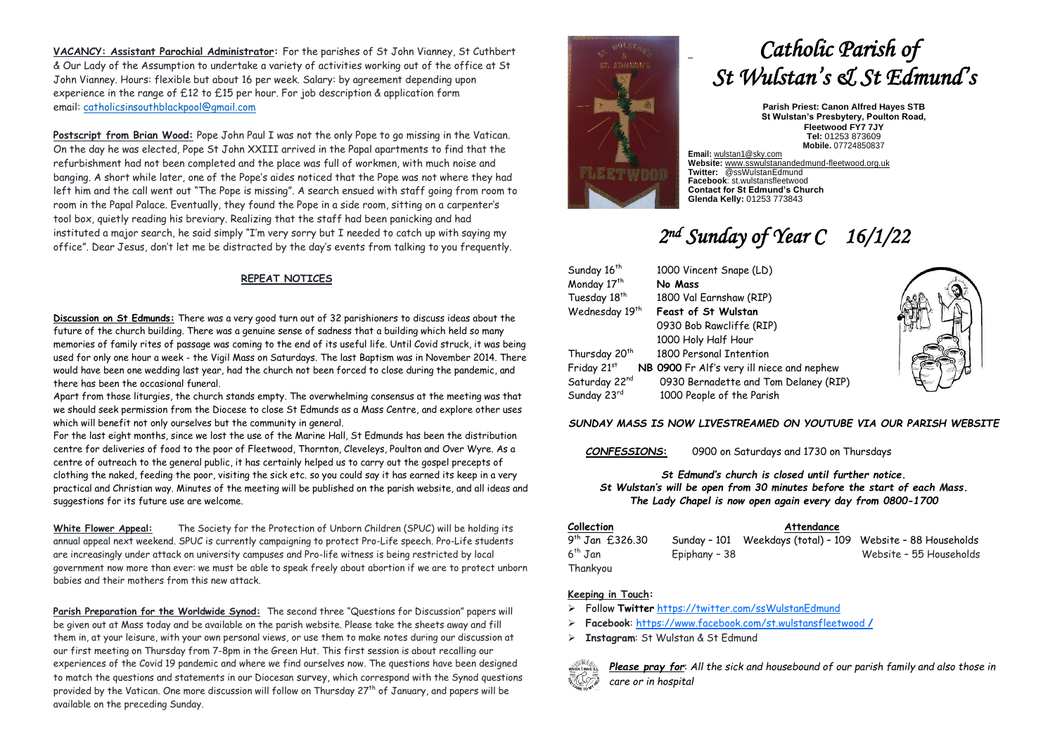**VACANCY: Assistant Parochial Administrator:** For the parishes of St John Vianney, St Cuthbert & Our Lady of the Assumption to undertake a variety of activities working out of the office at St John Vianney. Hours: flexible but about 16 per week. Salary: by agreement depending upon experience in the range of £12 to £15 per hour. For job description & application form email: catholicsinsouthblackpool@gmail.com

**Postscript from Brian Wood:** Pope John Paul I was not the only Pope to go missing in the Vatican. On the day he was elected, Pope St John XXIII arrived in the Papal apartments to find that the refurbishment had not been completed and the place was full of workmen, with much noise and banging. A short while later, one of the Pope's aides noticed that the Pope was not where they had left him and the call went out "The Pope is missing". A search ensued with staff going from room to room in the Papal Palace. Eventually, they found the Pope in a side room, sitting on a carpenter's tool box, quietly reading his breviary. Realizing that the staff had been panicking and had instituted a major search, he said simply "I'm very sorry but I needed to catch up with saying my office". Dear Jesus, don't let me be distracted by the day's events from talking to you frequently.

## REPEAT NOTICES

**Discussion on St Edmunds:** There was a very good turn out of 32 parishioners to discuss ideas about the future of the church building. There was a genuine sense of sadness that a building which held so many memories of family rites of passage was coming to the end of its useful life. Until Covid struck, it was being used for only one hour a week - the Vigil Mass on Saturdays. The last Baptism was in November 2014. There would have been one wedding last year, had the church not been forced to close during the pandemic, and there has been the occasional funeral.

Apart from those liturgies, the church stands empty. The overwhelming consensus at the meeting was that we should seek permission from the Diocese to close St Edmunds as a Mass Centre, and explore other uses which will benefit not only ourselves but the community in general.

For the last eight months, since we lost the use of the Marine Hall, St Edmunds has been the distribution centre for deliveries of food to the poor of Fleetwood, Thornton, Cleveleys, Poulton and Over Wyre. As a centre of outreach to the general public, it has certainly helped us to carry out the gospel precepts of clothing the naked, feeding the poor, visiting the sick etc. so you could say it has earned its keep in a very practical and Christian way. Minutes of the meeting will be published on the parish website, and all ideas and suggestions for its future use are welcome.

**White Flower Appeal:** The Society for the Protection of Unborn Children (SPUC) will be holding its annual appeal next weekend. SPUC is currently campaigning to protect Pro-Life speech. Pro-Life students are increasingly under attack on university campuses and Pro-life witness is being restricted by local government now more than ever: we must be able to speak freely about abortion if we are to protect unborn babies and their mothers from this new attack.

**Parish Preparation for the Worldwide Synod:** The second three "Questions for Discussion" papers will be given out at Mass today and be available on the parish website. Please take the sheets away and fill them in, at your leisure, with your own personal views, or use them to make notes during our discussion at our first meeting on Thursday from 7-8pm in the Green Hut. This first session is about recalling our experiences of the Covid 19 pandemic and where we find ourselves now. The questions have been designed to match the questions and statements in our Diocesan survey, which correspond with the Synod questions provided by the Vatican. One more discussion will follow on Thursday 27th of January, and papers will be available on the preceding Sunday.

# *Catholic Parish of St Wulstan's & St Edmund's*

**Parish Priest: Canon Alfred Hayes STB**
**St Wulstan's Presbytery, Poulton Road, Fleetwood FY7 7JY**
**Tel:** 01253 873609
**Mobile.** 07724850837

**Email:** wulstan1@sky.com
**Website:** www.sswulstanandedmund-fleetwood.org.uk
**Twitter:** @ssWulstanEdmund
**Facebook**: st.wulstansfleetwood
**Contact for St Edmund's Church**
**Glenda Kelly:** 01253 773843

## *2nd Sunday of Year C 16/1/22*

| | |
|---|---|
| Sunday 16th | 1000 Vincent Snape (LD) |
| Monday 17th | **No Mass** |
| Tuesday 18th | 1800 Val Earnshaw (RIP) |
| Wednesday 19th | **Feast of St Wulstan** |
| | 0930 Bob Rawcliffe (RIP) |
| | 1000 Holy Half Hour |
| Thursday 20th | 1800 Personal Intention |
| Friday 21st | **NB 0900** Fr Alf's very ill niece and nephew |
| Saturday 22nd | 0930 Bernadette and Tom Delaney (RIP) |
| Sunday 23rd | 1000 People of the Parish |

***SUNDAY MASS IS NOW LIVESTREAMED ON YOUTUBE VIA OUR PARISH WEBSITE***

***CONFESSIONS:*** 0900 on Saturdays and 1730 on Thursdays

***St Edmund's church is closed until further notice.***
***St Wulstan's will be open from 30 minutes before the start of each Mass.***
***The Lady Chapel is now open again every day from 0800-1700***

| **Collection** | **Attendance** | | |
|---|---|---|---|
| 9th Jan £326.30 | Sunday – 101 | Weekdays (total) – 109 | Website – 88 Households |
| 6th Jan | Epiphany – 38 | | Website – 55 Households |
| Thankyou | | | |

**Keeping in Touch:**

- Follow **Twitter** https://twitter.com/ssWulstanEdmund
- **Facebook**: https://www.facebook.com/st.wulstansfleetwood /
- **Instagram**: St Wulstan & St Edmund

***Please pray for****: All the sick and housebound of our parish family and also those in care or in hospital*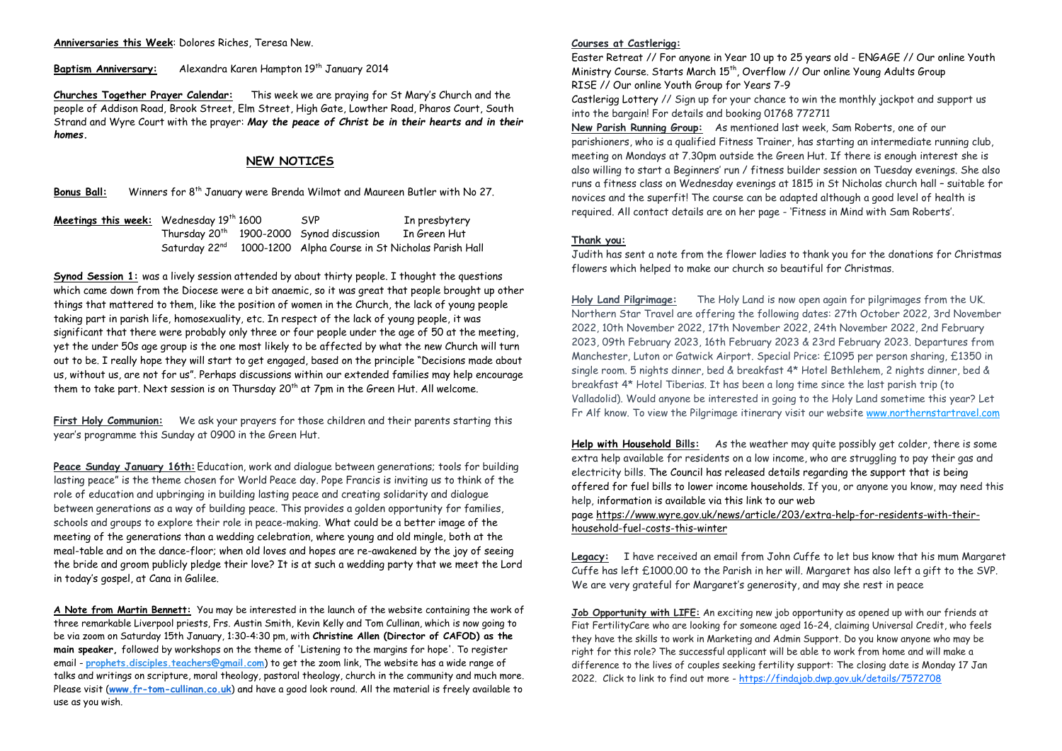**Anniversaries this Week**: Dolores Riches, Teresa New.

**Baptism Anniversary:** Alexandra Karen Hampton 19th January 2014

**Churches Together Prayer Calendar:** This week we are praying for St Mary's Church and the people of Addison Road, Brook Street, Elm Street, High Gate, Lowther Road, Pharos Court, South Strand and Wyre Court with the prayer: ***May the peace of Christ be in their hearts and in their homes.***

## NEW NOTICES

**Bonus Ball:** Winners for 8th January were Brenda Wilmot and Maureen Butler with No 27.

| | | | | |
|---|---|---|---|---|
| **Meetings this week:** | Wednesday 19th | 1600 | SVP | In presbytery |
| | Thursday 20th | 1900-2000 | Synod discussion | In Green Hut |
| | Saturday 22nd | 1000-1200 | Alpha Course in St Nicholas Parish Hall | |

**Synod Session 1:** was a lively session attended by about thirty people. I thought the questions which came down from the Diocese were a bit anaemic, so it was great that people brought up other things that mattered to them, like the position of women in the Church, the lack of young people taking part in parish life, homosexuality, etc. In respect of the lack of young people, it was significant that there were probably only three or four people under the age of 50 at the meeting, yet the under 50s age group is the one most likely to be affected by what the new Church will turn out to be. I really hope they will start to get engaged, based on the principle "Decisions made about us, without us, are not for us". Perhaps discussions within our extended families may help encourage them to take part. Next session is on Thursday 20th at 7pm in the Green Hut. All welcome.

**First Holy Communion:** We ask your prayers for those children and their parents starting this year's programme this Sunday at 0900 in the Green Hut.

**Peace Sunday January 16th:** Education, work and dialogue between generations; tools for building lasting peace" is the theme chosen for World Peace day. Pope Francis is inviting us to think of the role of education and upbringing in building lasting peace and creating solidarity and dialogue between generations as a way of building peace. This provides a golden opportunity for families, schools and groups to explore their role in peace-making. What could be a better image of the meeting of the generations than a wedding celebration, where young and old mingle, both at the meal-table and on the dance-floor; when old loves and hopes are re-awakened by the joy of seeing the bride and groom publicly pledge their love? It is at such a wedding party that we meet the Lord in today's gospel, at Cana in Galilee.

**A Note from Martin Bennett:** You may be interested in the launch of the website containing the work of three remarkable Liverpool priests, Frs. Austin Smith, Kevin Kelly and Tom Cullinan, which is now going to be via zoom on Saturday 15th January, 1:30-4:30 pm, with **Christine Allen (Director of CAFOD) as the main speaker,** followed by workshops on the theme of 'Listening to the margins for hope'. To register email - **prophets.disciples.teachers@gmail.com**) to get the zoom link, The website has a wide range of talks and writings on scripture, moral theology, pastoral theology, church in the community and much more. Please visit (**www.fr-tom-cullinan.co.uk**) and have a good look round. All the material is freely available to use as you wish.

**Courses at Castlerigg:**
Easter Retreat // For anyone in Year 10 up to 25 years old - ENGAGE // Our online Youth Ministry Course. Starts March 15th, Overflow // Our online Young Adults Group
RISE // Our online Youth Group for Years 7-9
Castlerigg Lottery // Sign up for your chance to win the monthly jackpot and support us into the bargain! For details and booking 01768 772711

**New Parish Running Group:** As mentioned last week, Sam Roberts, one of our parishioners, who is a qualified Fitness Trainer, has starting an intermediate running club, meeting on Mondays at 7.30pm outside the Green Hut. If there is enough interest she is also willing to start a Beginners' run / fitness builder session on Tuesday evenings. She also runs a fitness class on Wednesday evenings at 1815 in St Nicholas church hall – suitable for novices and the superfit! The course can be adapted although a good level of health is required. All contact details are on her page - 'Fitness in Mind with Sam Roberts'.

**Thank you:**
Judith has sent a note from the flower ladies to thank you for the donations for Christmas flowers which helped to make our church so beautiful for Christmas.

**Holy Land Pilgrimage:** The Holy Land is now open again for pilgrimages from the UK. Northern Star Travel are offering the following dates: 27th October 2022, 3rd November 2022, 10th November 2022, 17th November 2022, 24th November 2022, 2nd February 2023, 09th February 2023, 16th February 2023 & 23rd February 2023. Departures from Manchester, Luton or Gatwick Airport. Special Price: £1095 per person sharing, £1350 in single room. 5 nights dinner, bed & breakfast 4* Hotel Bethlehem, 2 nights dinner, bed & breakfast 4* Hotel Tiberias. It has been a long time since the last parish trip (to Valladolid). Would anyone be interested in going to the Holy Land sometime this year? Let Fr Alf know. To view the Pilgrimage itinerary visit our website www.northernstartravel.com

**Help with Household Bills:** As the weather may quite possibly get colder, there is some extra help available for residents on a low income, who are struggling to pay their gas and electricity bills. The Council has released details regarding the support that is being offered for fuel bills to lower income households. If you, or anyone you know, may need this help, information is available via this link to our web page https://www.wyre.gov.uk/news/article/203/extra-help-for-residents-with-their-household-fuel-costs-this-winter

**Legacy:** I have received an email from John Cuffe to let bus know that his mum Margaret Cuffe has left £1000.00 to the Parish in her will. Margaret has also left a gift to the SVP. We are very grateful for Margaret's generosity, and may she rest in peace

**Job Opportunity with LIFE:** An exciting new job opportunity as opened up with our friends at Fiat FertilityCare who are looking for someone aged 16-24, claiming Universal Credit, who feels they have the skills to work in Marketing and Admin Support. Do you know anyone who may be right for this role? The successful applicant will be able to work from home and will make a difference to the lives of couples seeking fertility support: The closing date is Monday 17 Jan 2022. Click to link to find out more - https://findajob.dwp.gov.uk/details/7572708